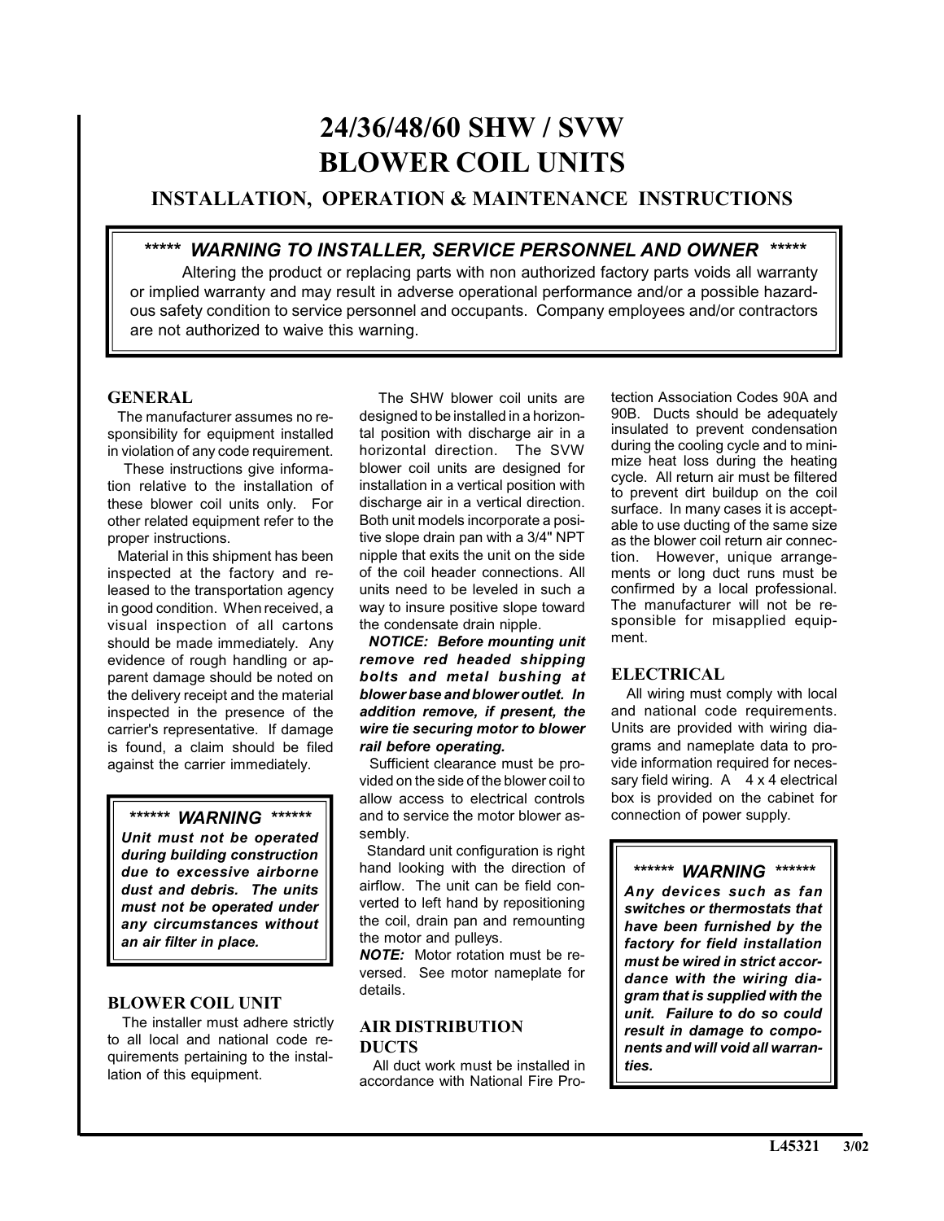# 24/36/48/60 SHW / SVW BLOWER COIL UNITS

## INSTALLATION, OPERATION & MAINTENANCE INSTRUCTIONS

> ***\*\*\*\*\* WARNING TO INSTALLER, SERVICE PERSONNEL AND OWNER \*\*\*\*\****
>
> Altering the product or replacing parts with non authorized factory parts voids all warranty or implied warranty and may result in adverse operational performance and/or a possible hazardous safety condition to service personnel and occupants. Company employees and/or contractors are not authorized to waive this warning.

### GENERAL

The manufacturer assumes no responsibility for equipment installed in violation of any code requirement.

These instructions give information relative to the installation of these blower coil units only. For other related equipment refer to the proper instructions.

Material in this shipment has been inspected at the factory and released to the transportation agency in good condition. When received, a visual inspection of all cartons should be made immediately. Any evidence of rough handling or apparent damage should be noted on the delivery receipt and the material inspected in the presence of the carrier's representative. If damage is found, a claim should be filed against the carrier immediately.

> ***\*\*\*\*\*\* WARNING \*\*\*\*\*\****
>
> ***Unit must not be operated during building construction due to excessive airborne dust and debris. The units must not be operated under any circumstances without an air filter in place.***

### BLOWER COIL UNIT

The installer must adhere strictly to all local and national code requirements pertaining to the installation of this equipment.

The SHW blower coil units are designed to be installed in a horizontal position with discharge air in a horizontal direction. The SVW blower coil units are designed for installation in a vertical position with discharge air in a vertical direction. Both unit models incorporate a positive slope drain pan with a 3/4" NPT nipple that exits the unit on the side of the coil header connections. All units need to be leveled in such a way to insure positive slope toward the condensate drain nipple.

***NOTICE: Before mounting unit remove red headed shipping bolts and metal bushing at blower base and blower outlet. In addition remove, if present, the wire tie securing motor to blower rail before operating.***

Sufficient clearance must be provided on the side of the blower coil to allow access to electrical controls and to service the motor blower assembly.

Standard unit configuration is right hand looking with the direction of airflow. The unit can be field converted to left hand by repositioning the coil, drain pan and remounting the motor and pulleys.

***NOTE:*** Motor rotation must be reversed. See motor nameplate for details.

### AIR DISTRIBUTION DUCTS

All duct work must be installed in accordance with National Fire Protection Association Codes 90A and 90B. Ducts should be adequately insulated to prevent condensation during the cooling cycle and to minimize heat loss during the heating cycle. All return air must be filtered to prevent dirt buildup on the coil surface. In many cases it is acceptable to use ducting of the same size as the blower coil return air connection. However, unique arrangements or long duct runs must be confirmed by a local professional. The manufacturer will not be responsible for misapplied equipment.

### ELECTRICAL

All wiring must comply with local and national code requirements. Units are provided with wiring diagrams and nameplate data to provide information required for necessary field wiring. A 4 x 4 electrical box is provided on the cabinet for connection of power supply.

> ***\*\*\*\*\*\* WARNING \*\*\*\*\*\*\****
>
> ***Any devices such as fan switches or thermostats that have been furnished by the factory for field installation must be wired in strict accordance with the wiring diagram that is supplied with the unit. Failure to do so could result in damage to components and will void all warranties.***

L45321 3/02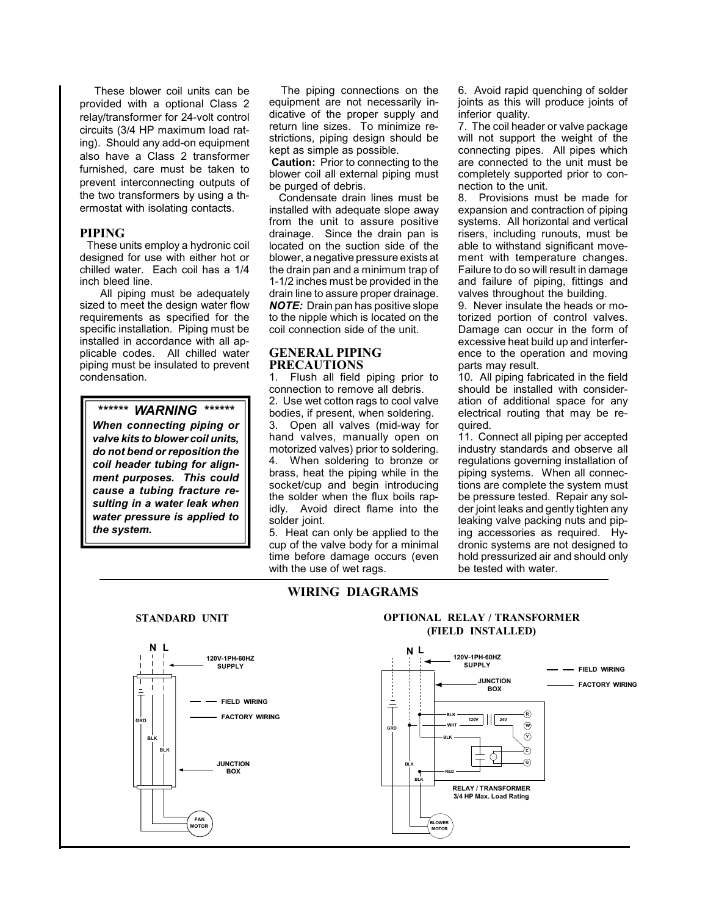These blower coil units can be provided with a optional Class 2 relay/transformer for 24-volt control circuits (3/4 HP maximum load rating). Should any add-on equipment also have a Class 2 transformer furnished, care must be taken to prevent interconnecting outputs of the two transformers by using a thermostat with isolating contacts.

## PIPING

These units employ a hydronic coil designed for use with either hot or chilled water. Each coil has a 1/4 inch bleed line.

All piping must be adequately sized to meet the design water flow requirements as specified for the specific installation. Piping must be installed in accordance with all applicable codes. All chilled water piping must be insulated to prevent condensation.

> ****** ***WARNING*** ******
>
> ***When connecting piping or valve kits to blower coil units, do not bend or reposition the coil header tubing for alignment purposes. This could cause a tubing fracture resulting in a water leak when water pressure is applied to the system.***

The piping connections on the equipment are not necessarily indicative of the proper supply and return line sizes. To minimize restrictions, piping design should be kept as simple as possible.

**Caution:** Prior to connecting to the blower coil all external piping must be purged of debris.

Condensate drain lines must be installed with adequate slope away from the unit to assure positive drainage. Since the drain pan is located on the suction side of the blower, a negative pressure exists at the drain pan and a minimum trap of 1-1/2 inches must be provided in the drain line to assure proper drainage. ***NOTE:*** Drain pan has positive slope to the nipple which is located on the coil connection side of the unit.

## GENERAL PIPING PRECAUTIONS

1. Flush all field piping prior to connection to remove all debris.
2. Use wet cotton rags to cool valve bodies, if present, when soldering.
3. Open all valves (mid-way for hand valves, manually open on motorized valves) prior to soldering.
4. When soldering to bronze or brass, heat the piping while in the socket/cup and begin introducing the solder when the flux boils rapidly. Avoid direct flame into the solder joint.
5. Heat can only be applied to the cup of the valve body for a minimal time before damage occurs (even with the use of wet rags.
6. Avoid rapid quenching of solder joints as this will produce joints of inferior quality.
7. The coil header or valve package will not support the weight of the connecting pipes. All pipes which are connected to the unit must be completely supported prior to connection to the unit.
8. Provisions must be made for expansion and contraction of piping systems. All horizontal and vertical risers, including runouts, must be able to withstand significant movement with temperature changes. Failure to do so will result in damage and failure of piping, fittings and valves throughout the building.
9. Never insulate the heads or motorized portion of control valves. Damage can occur in the form of excessive heat build up and interference to the operation and moving parts may result.
10. All piping fabricated in the field should be installed with consideration of additional space for any electrical routing that may be required.
11. Connect all piping per accepted industry standards and observe all regulations governing installation of piping systems. When all connections are complete the system must be pressure tested. Repair any solder joint leaks and gently tighten any leaking valve packing nuts and piping accessories as required. Hydronic systems are not designed to hold pressurized air and should only be tested with water.

## WIRING DIAGRAMS

### STANDARD UNIT

N L — 120V-1PH-60HZ SUPPLY — FIELD WIRING — FACTORY WIRING — GRD — BLK — BLK — JUNCTION BOX — FAN MOTOR

### OPTIONAL RELAY / TRANSFORMER (FIELD INSTALLED)

N L — 120V-1PH-60HZ SUPPLY — FIELD WIRING — FACTORY WIRING — JUNCTION BOX — GRD — BLK — WHT — BLK — 120V — 24V — R — W — Y — C — G — BLK — RED — BLK — RELAY / TRANSFORMER 3/4 HP Max. Load Rating — BLOWER MOTOR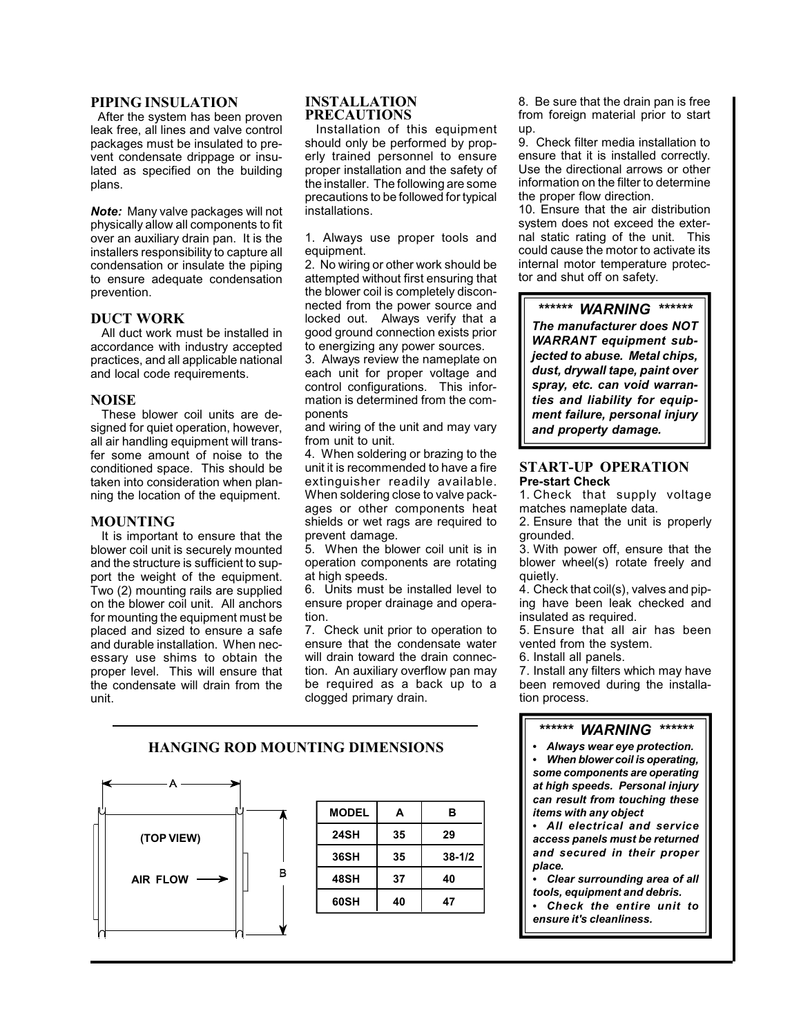## PIPING INSULATION

After the system has been proven leak free, all lines and valve control packages must be insulated to prevent condensate drippage or insulated as specified on the building plans.

***Note:*** Many valve packages will not physically allow all components to fit over an auxiliary drain pan. It is the installers responsibility to capture all condensation or insulate the piping to ensure adequate condensation prevention.

## DUCT WORK

All duct work must be installed in accordance with industry accepted practices, and all applicable national and local code requirements.

## NOISE

These blower coil units are designed for quiet operation, however, all air handling equipment will transfer some amount of noise to the conditioned space. This should be taken into consideration when planning the location of the equipment.

## MOUNTING

It is important to ensure that the blower coil unit is securely mounted and the structure is sufficient to support the weight of the equipment. Two (2) mounting rails are supplied on the blower coil unit. All anchors for mounting the equipment must be placed and sized to ensure a safe and durable installation. When necessary use shims to obtain the proper level. This will ensure that the condensate will drain from the unit.

## INSTALLATION PRECAUTIONS

Installation of this equipment should only be performed by properly trained personnel to ensure proper installation and the safety of the installer. The following are some precautions to be followed for typical installations.

1. Always use proper tools and equipment.
2. No wiring or other work should be attempted without first ensuring that the blower coil is completely disconnected from the power source and locked out. Always verify that a good ground connection exists prior to energizing any power sources.
3. Always review the nameplate on each unit for proper voltage and control configurations. This information is determined from the components and wiring of the unit and may vary from unit to unit.
4. When soldering or brazing to the unit it is recommended to have a fire extinguisher readily available. When soldering close to valve packages or other components heat shields or wet rags are required to prevent damage.
5. When the blower coil unit is in operation components are rotating at high speeds.
6. Units must be installed level to ensure proper drainage and operation.
7. Check unit prior to operation to ensure that the condensate water will drain toward the drain connection. An auxiliary overflow pan may be required as a back up to a clogged primary drain.
8. Be sure that the drain pan is free from foreign material prior to start up.
9. Check filter media installation to ensure that it is installed correctly. Use the directional arrows or other information on the filter to determine the proper flow direction.
10. Ensure that the air distribution system does not exceed the external static rating of the unit. This could cause the motor to activate its internal motor temperature protector and shut off on safety.

> ****** **WARNING** ******
>
> ***The manufacturer does NOT WARRANT equipment subjected to abuse. Metal chips, dust, drywall tape, paint over spray, etc. can void warranties and liability for equipment failure, personal injury and property damage.***

## START-UP OPERATION

**Pre-start Check**

1. Check that supply voltage matches nameplate data.
2. Ensure that the unit is properly grounded.
3. With power off, ensure that the blower wheel(s) rotate freely and quietly.
4. Check that coil(s), valves and piping have been leak checked and insulated as required.
5. Ensure that all air has been vented from the system.
6. Install all panels.
7. Install any filters which may have been removed during the installation process.

> ****** **WARNING** ******
>
> - ***Always wear eye protection.***
> - ***When blower coil is operating, some components are operating at high speeds. Personal injury can result from touching these items with any object***
> - ***All electrical and service access panels must be returned and secured in their proper place.***
> - ***Clear surrounding area of all tools, equipment and debris.***
> - ***Check the entire unit to ensure it's cleanliness.***

## HANGING ROD MOUNTING DIMENSIONS

(TOP VIEW) — AIR FLOW →, dimensions A and B

| MODEL | A | B |
|---|---|---|
| 24SH | 35 | 29 |
| 36SH | 35 | 38-1/2 |
| 48SH | 37 | 40 |
| 60SH | 40 | 47 |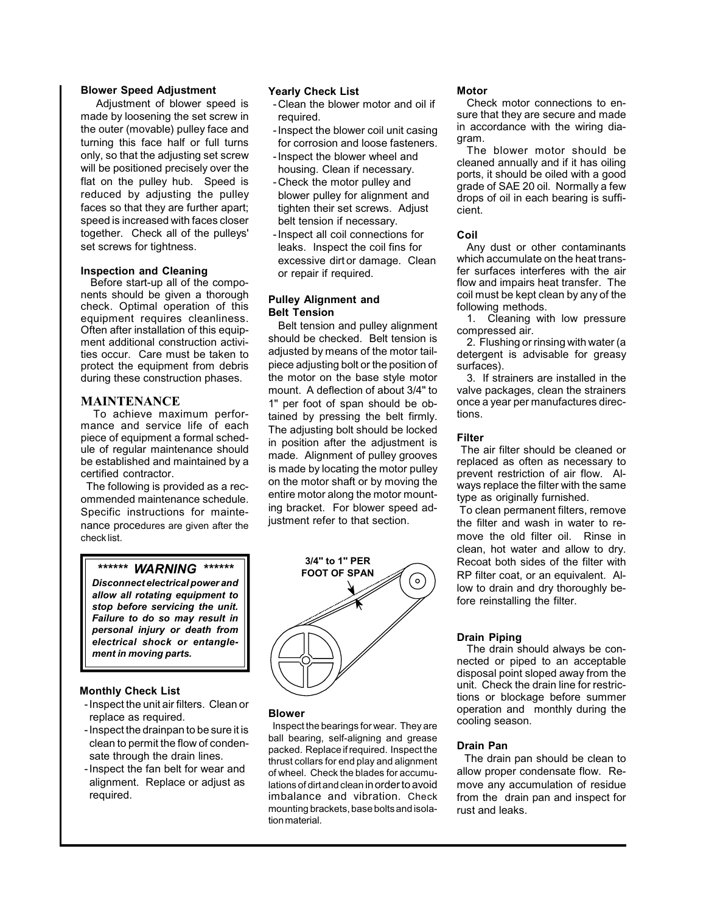**Blower Speed Adjustment**

Adjustment of blower speed is made by loosening the set screw in the outer (movable) pulley face and turning this face half or full turns only, so that the adjusting set screw will be positioned precisely over the flat on the pulley hub. Speed is reduced by adjusting the pulley faces so that they are further apart; speed is increased with faces closer together. Check all of the pulleys' set screws for tightness.

**Inspection and Cleaning**

Before start-up all of the components should be given a thorough check. Optimal operation of this equipment requires cleanliness. Often after installation of this equipment additional construction activities occur. Care must be taken to protect the equipment from debris during these construction phases.

## MAINTENANCE

To achieve maximum performance and service life of each piece of equipment a formal schedule of regular maintenance should be established and maintained by a certified contractor.

The following is provided as a recommended maintenance schedule. Specific instructions for maintenance procedures are given after the check list.

> ****** ***WARNING*** ******
>
> ***Disconnect electrical power and allow all rotating equipment to stop before servicing the unit. Failure to do so may result in personal injury or death from electrical shock or entanglement in moving parts.***

**Monthly Check List**

- Inspect the unit air filters. Clean or replace as required.
- Inspect the drainpan to be sure it is clean to permit the flow of condensate through the drain lines.
- Inspect the fan belt for wear and alignment. Replace or adjust as required.

**Yearly Check List**

- Clean the blower motor and oil if required.
- Inspect the blower coil unit casing for corrosion and loose fasteners.
- Inspect the blower wheel and housing. Clean if necessary.
- Check the motor pulley and blower pulley for alignment and tighten their set screws. Adjust belt tension if necessary.
- Inspect all coil connections for leaks. Inspect the coil fins for excessive dirt or damage. Clean or repair if required.

**Pulley Alignment and Belt Tension**

Belt tension and pulley alignment should be checked. Belt tension is adjusted by means of the motor tailpiece adjusting bolt or the position of the motor on the base style motor mount. A deflection of about 3/4" to 1" per foot of span should be obtained by pressing the belt firmly. The adjusting bolt should be locked in position after the adjustment is made. Alignment of pulley grooves is made by locating the motor pulley on the motor shaft or by moving the entire motor along the motor mounting bracket. For blower speed adjustment refer to that section.

3/4" to 1" PER FOOT OF SPAN

**Blower**

Inspect the bearings for wear. They are ball bearing, self-aligning and grease packed. Replace if required. Inspect the thrust collars for end play and alignment of wheel. Check the blades for accumulations of dirt and clean in order to avoid imbalance and vibration. Check mounting brackets, base bolts and isolation material.

**Motor**

Check motor connections to ensure that they are secure and made in accordance with the wiring diagram.

The blower motor should be cleaned annually and if it has oiling ports, it should be oiled with a good grade of SAE 20 oil. Normally a few drops of oil in each bearing is sufficient.

**Coil**

Any dust or other contaminants which accumulate on the heat transfer surfaces interferes with the air flow and impairs heat transfer. The coil must be kept clean by any of the following methods.

1. Cleaning with low pressure compressed air.
2. Flushing or rinsing with water (a detergent is advisable for greasy surfaces).
3. If strainers are installed in the valve packages, clean the strainers once a year per manufactures directions.

**Filter**

The air filter should be cleaned or replaced as often as necessary to prevent restriction of air flow. Always replace the filter with the same type as originally furnished.

To clean permanent filters, remove the filter and wash in water to remove the old filter oil. Rinse in clean, hot water and allow to dry. Recoat both sides of the filter with RP filter coat, or an equivalent. Allow to drain and dry thoroughly before reinstalling the filter.

**Drain Piping**

The drain should always be connected or piped to an acceptable disposal point sloped away from the unit. Check the drain line for restrictions or blockage before summer operation and monthly during the cooling season.

**Drain Pan**

The drain pan should be clean to allow proper condensate flow. Remove any accumulation of residue from the drain pan and inspect for rust and leaks.